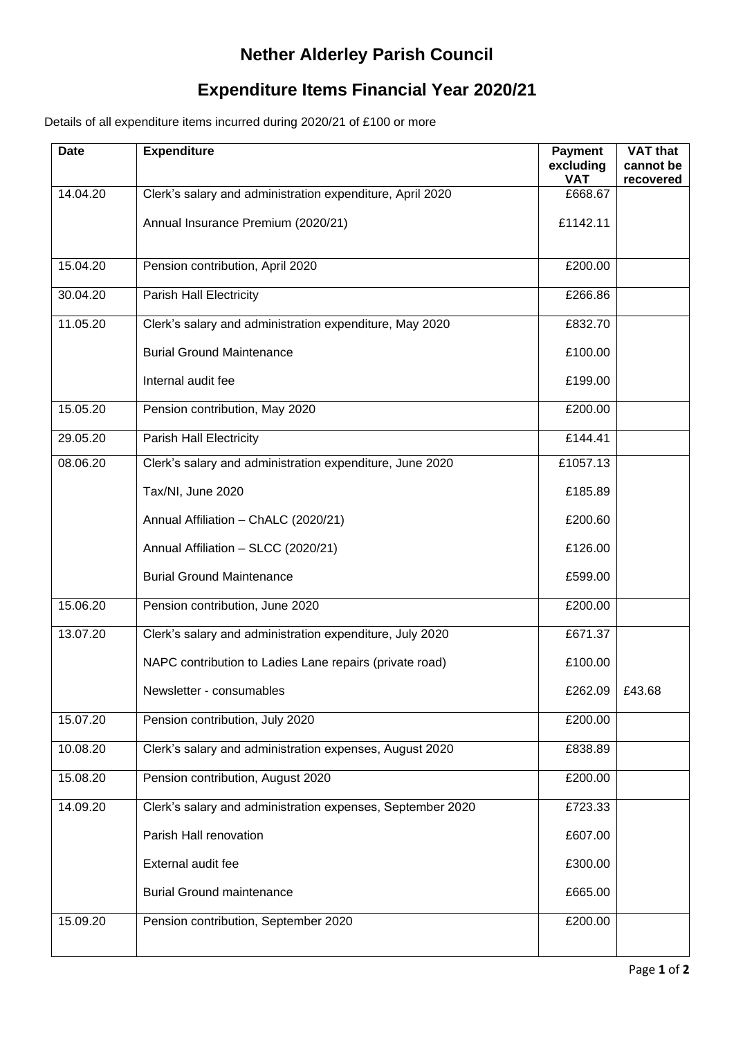# Nether Alderley Parish Council

## Expenditure Items Financial Year 2020/21

Details of all expenditure items incurred during 2020/21 of £100 or more

| Date | Expenditure | Payment excluding VAT | VAT that cannot be recovered |
|---|---|---|---|
| 14.04.20 | Clerk's salary and administration expenditure, April 2020 | £668.67 | |
| | Annual Insurance Premium (2020/21) | £1142.11 | |
| 15.04.20 | Pension contribution, April 2020 | £200.00 | |
| 30.04.20 | Parish Hall Electricity | £266.86 | |
| 11.05.20 | Clerk's salary and administration expenditure, May 2020 | £832.70 | |
| | Burial Ground Maintenance | £100.00 | |
| | Internal audit fee | £199.00 | |
| 15.05.20 | Pension contribution, May 2020 | £200.00 | |
| 29.05.20 | Parish Hall Electricity | £144.41 | |
| 08.06.20 | Clerk's salary and administration expenditure, June 2020 | £1057.13 | |
| | Tax/NI, June 2020 | £185.89 | |
| | Annual Affiliation – ChALC (2020/21) | £200.60 | |
| | Annual Affiliation – SLCC (2020/21) | £126.00 | |
| | Burial Ground Maintenance | £599.00 | |
| 15.06.20 | Pension contribution, June 2020 | £200.00 | |
| 13.07.20 | Clerk's salary and administration expenditure, July 2020 | £671.37 | |
| | NAPC contribution to Ladies Lane repairs (private road) | £100.00 | |
| | Newsletter - consumables | £262.09 | £43.68 |
| 15.07.20 | Pension contribution, July 2020 | £200.00 | |
| 10.08.20 | Clerk's salary and administration expenses, August 2020 | £838.89 | |
| 15.08.20 | Pension contribution, August 2020 | £200.00 | |
| 14.09.20 | Clerk's salary and administration expenses, September 2020 | £723.33 | |
| | Parish Hall renovation | £607.00 | |
| | External audit fee | £300.00 | |
| | Burial Ground maintenance | £665.00 | |
| 15.09.20 | Pension contribution, September 2020 | £200.00 | |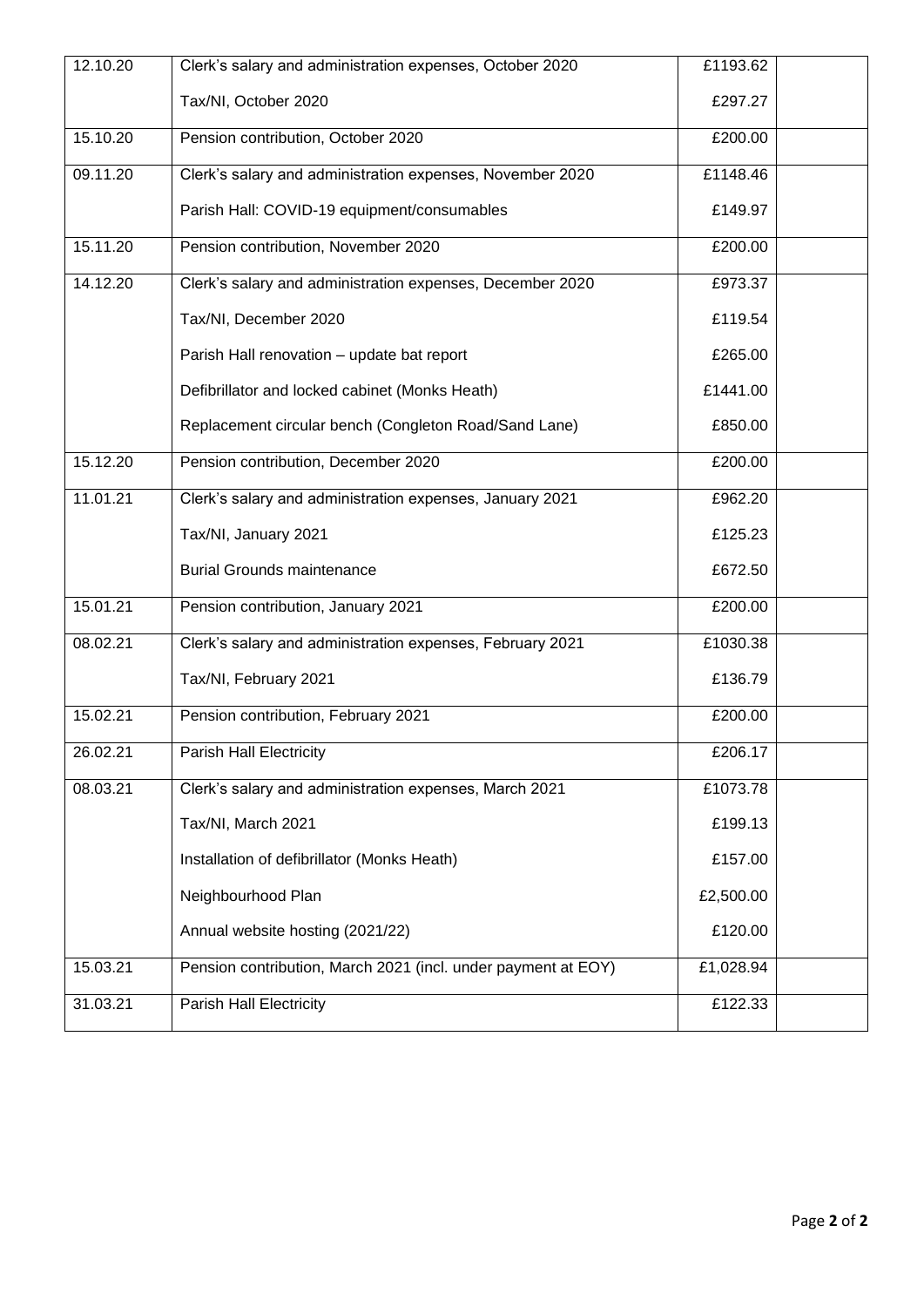| | | | |
|---|---|---|---|
| 12.10.20 | Clerk's salary and administration expenses, October 2020 | £1193.62 | |
| | Tax/NI, October 2020 | £297.27 | |
| 15.10.20 | Pension contribution, October 2020 | £200.00 | |
| 09.11.20 | Clerk's salary and administration expenses, November 2020 | £1148.46 | |
| | Parish Hall: COVID-19 equipment/consumables | £149.97 | |
| 15.11.20 | Pension contribution, November 2020 | £200.00 | |
| 14.12.20 | Clerk's salary and administration expenses, December 2020 | £973.37 | |
| | Tax/NI, December 2020 | £119.54 | |
| | Parish Hall renovation – update bat report | £265.00 | |
| | Defibrillator and locked cabinet (Monks Heath) | £1441.00 | |
| | Replacement circular bench (Congleton Road/Sand Lane) | £850.00 | |
| 15.12.20 | Pension contribution, December 2020 | £200.00 | |
| 11.01.21 | Clerk's salary and administration expenses, January 2021 | £962.20 | |
| | Tax/NI, January 2021 | £125.23 | |
| | Burial Grounds maintenance | £672.50 | |
| 15.01.21 | Pension contribution, January 2021 | £200.00 | |
| 08.02.21 | Clerk's salary and administration expenses, February 2021 | £1030.38 | |
| | Tax/NI, February 2021 | £136.79 | |
| 15.02.21 | Pension contribution, February 2021 | £200.00 | |
| 26.02.21 | Parish Hall Electricity | £206.17 | |
| 08.03.21 | Clerk's salary and administration expenses, March 2021 | £1073.78 | |
| | Tax/NI, March 2021 | £199.13 | |
| | Installation of defibrillator (Monks Heath) | £157.00 | |
| | Neighbourhood Plan | £2,500.00 | |
| | Annual website hosting (2021/22) | £120.00 | |
| 15.03.21 | Pension contribution, March 2021 (incl. under payment at EOY) | £1,028.94 | |
| 31.03.21 | Parish Hall Electricity | £122.33 | |